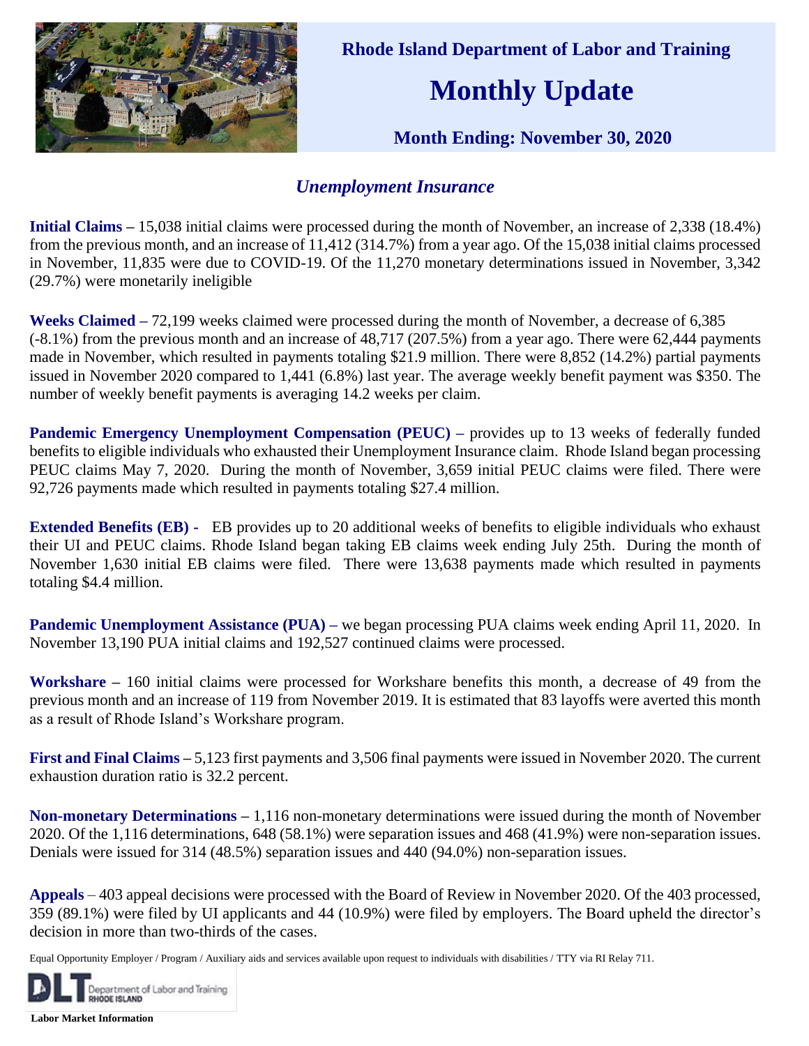# Rhode Island Department of Labor and Training

# Monthly Update

### Month Ending: November 30, 2020

## *Unemployment Insurance*

**Initial Claims –** 15,038 initial claims were processed during the month of November, an increase of 2,338 (18.4%) from the previous month, and an increase of 11,412 (314.7%) from a year ago. Of the 15,038 initial claims processed in November, 11,835 were due to COVID-19. Of the 11,270 monetary determinations issued in November, 3,342 (29.7%) were monetarily ineligible

**Weeks Claimed –** 72,199 weeks claimed were processed during the month of November, a decrease of 6,385 (-8.1%) from the previous month and an increase of 48,717 (207.5%) from a year ago. There were 62,444 payments made in November, which resulted in payments totaling $21.9 million. There were 8,852 (14.2%) partial payments issued in November 2020 compared to 1,441 (6.8%) last year. The average weekly benefit payment was $350. The number of weekly benefit payments is averaging 14.2 weeks per claim.

**Pandemic Emergency Unemployment Compensation (PEUC) –** provides up to 13 weeks of federally funded benefits to eligible individuals who exhausted their Unemployment Insurance claim. Rhode Island began processing PEUC claims May 7, 2020. During the month of November, 3,659 initial PEUC claims were filed. There were 92,726 payments made which resulted in payments totaling $27.4 million.

**Extended Benefits (EB) -** EB provides up to 20 additional weeks of benefits to eligible individuals who exhaust their UI and PEUC claims. Rhode Island began taking EB claims week ending July 25th. During the month of November 1,630 initial EB claims were filed. There were 13,638 payments made which resulted in payments totaling $4.4 million.

**Pandemic Unemployment Assistance (PUA) –** we began processing PUA claims week ending April 11, 2020. In November 13,190 PUA initial claims and 192,527 continued claims were processed.

**Workshare –** 160 initial claims were processed for Workshare benefits this month, a decrease of 49 from the previous month and an increase of 119 from November 2019. It is estimated that 83 layoffs were averted this month as a result of Rhode Island's Workshare program.

**First and Final Claims –** 5,123 first payments and 3,506 final payments were issued in November 2020. The current exhaustion duration ratio is 32.2 percent.

**Non-monetary Determinations –** 1,116 non-monetary determinations were issued during the month of November 2020. Of the 1,116 determinations, 648 (58.1%) were separation issues and 468 (41.9%) were non-separation issues. Denials were issued for 314 (48.5%) separation issues and 440 (94.0%) non-separation issues.

**Appeals** – 403 appeal decisions were processed with the Board of Review in November 2020. Of the 403 processed, 359 (89.1%) were filed by UI applicants and 44 (10.9%) were filed by employers. The Board upheld the director's decision in more than two-thirds of the cases.

Equal Opportunity Employer / Program / Auxiliary aids and services available upon request to individuals with disabilities / TTY via RI Relay 711.

DLT Department of Labor and Training RHODE ISLAND

**Labor Market Information**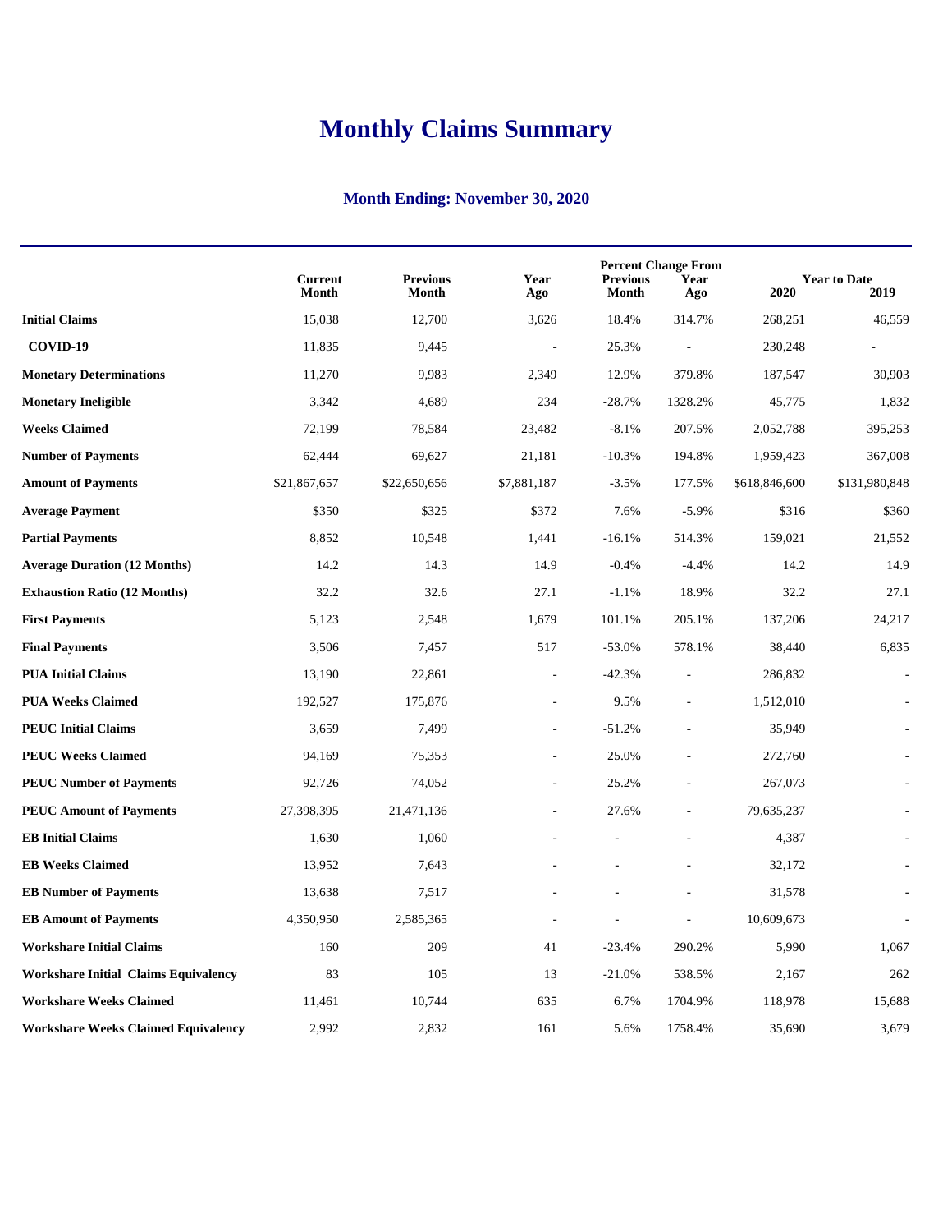# Monthly Claims Summary

## Month Ending: November 30, 2020

| | Current Month | Previous Month | Year Ago | Percent Change From Previous Month | Percent Change From Year Ago | Year to Date 2020 | Year to Date 2019 |
|---|---|---|---|---|---|---|---|
| **Initial Claims** | 15,038 | 12,700 | 3,626 | 18.4% | 314.7% | 268,251 | 46,559 |
| **COVID-19** | 11,835 | 9,445 | - | 25.3% | - | 230,248 | - |
| **Monetary Determinations** | 11,270 | 9,983 | 2,349 | 12.9% | 379.8% | 187,547 | 30,903 |
| **Monetary Ineligible** | 3,342 | 4,689 | 234 | -28.7% | 1328.2% | 45,775 | 1,832 |
| **Weeks Claimed** | 72,199 | 78,584 | 23,482 | -8.1% | 207.5% | 2,052,788 | 395,253 |
| **Number of Payments** | 62,444 | 69,627 | 21,181 | -10.3% | 194.8% | 1,959,423 | 367,008 |
| **Amount of Payments** | $21,867,657 | $22,650,656 | $7,881,187 | -3.5% | 177.5% | $618,846,600 | $131,980,848 |
| **Average Payment** | $350 | $325 | $372 | 7.6% | -5.9% | $316 | $360 |
| **Partial Payments** | 8,852 | 10,548 | 1,441 | -16.1% | 514.3% | 159,021 | 21,552 |
| **Average Duration (12 Months)** | 14.2 | 14.3 | 14.9 | -0.4% | -4.4% | 14.2 | 14.9 |
| **Exhaustion Ratio (12 Months)** | 32.2 | 32.6 | 27.1 | -1.1% | 18.9% | 32.2 | 27.1 |
| **First Payments** | 5,123 | 2,548 | 1,679 | 101.1% | 205.1% | 137,206 | 24,217 |
| **Final Payments** | 3,506 | 7,457 | 517 | -53.0% | 578.1% | 38,440 | 6,835 |
| **PUA Initial Claims** | 13,190 | 22,861 | - | -42.3% | - | 286,832 | - |
| **PUA Weeks Claimed** | 192,527 | 175,876 | - | 9.5% | - | 1,512,010 | - |
| **PEUC Initial Claims** | 3,659 | 7,499 | - | -51.2% | - | 35,949 | - |
| **PEUC Weeks Claimed** | 94,169 | 75,353 | - | 25.0% | - | 272,760 | - |
| **PEUC Number of Payments** | 92,726 | 74,052 | - | 25.2% | - | 267,073 | - |
| **PEUC Amount of Payments** | 27,398,395 | 21,471,136 | - | 27.6% | - | 79,635,237 | - |
| **EB Initial Claims** | 1,630 | 1,060 | - | - | - | 4,387 | - |
| **EB Weeks Claimed** | 13,952 | 7,643 | - | - | - | 32,172 | - |
| **EB Number of Payments** | 13,638 | 7,517 | - | - | - | 31,578 | - |
| **EB Amount of Payments** | 4,350,950 | 2,585,365 | - | - | - | 10,609,673 | - |
| **Workshare Initial Claims** | 160 | 209 | 41 | -23.4% | 290.2% | 5,990 | 1,067 |
| **Workshare Initial Claims Equivalency** | 83 | 105 | 13 | -21.0% | 538.5% | 2,167 | 262 |
| **Workshare Weeks Claimed** | 11,461 | 10,744 | 635 | 6.7% | 1704.9% | 118,978 | 15,688 |
| **Workshare Weeks Claimed Equivalency** | 2,992 | 2,832 | 161 | 5.6% | 1758.4% | 35,690 | 3,679 |